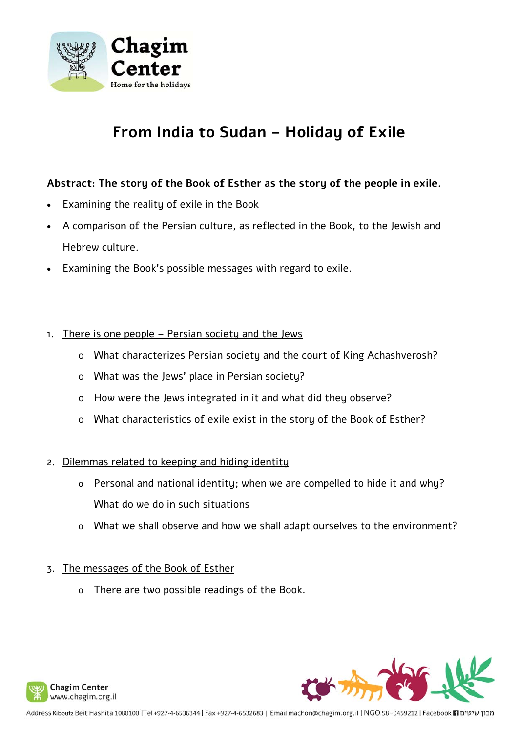# From India to Sudan – Holiday of Exile

__Abstract__: **The story of the Book of Esther as the story of the people in exile.**

- Examining the reality of exile in the Book
- A comparison of the Persian culture, as reflected in the Book, to the Jewish and Hebrew culture.
- Examining the Book's possible messages with regard to exile.

1. __There is one people – Persian society and the Jews__
   - What characterizes Persian society and the court of King Achashverosh?
   - What was the Jews' place in Persian society?
   - How were the Jews integrated in it and what did they observe?
   - What characteristics of exile exist in the story of the Book of Esther?

2. __Dilemmas related to keeping and hiding identity__
   - Personal and national identity; when we are compelled to hide it and why? What do we do in such situations
   - What we shall observe and how we shall adapt ourselves to the environment?

3. __The messages of the Book of Esther__
   - There are two possible readings of the Book.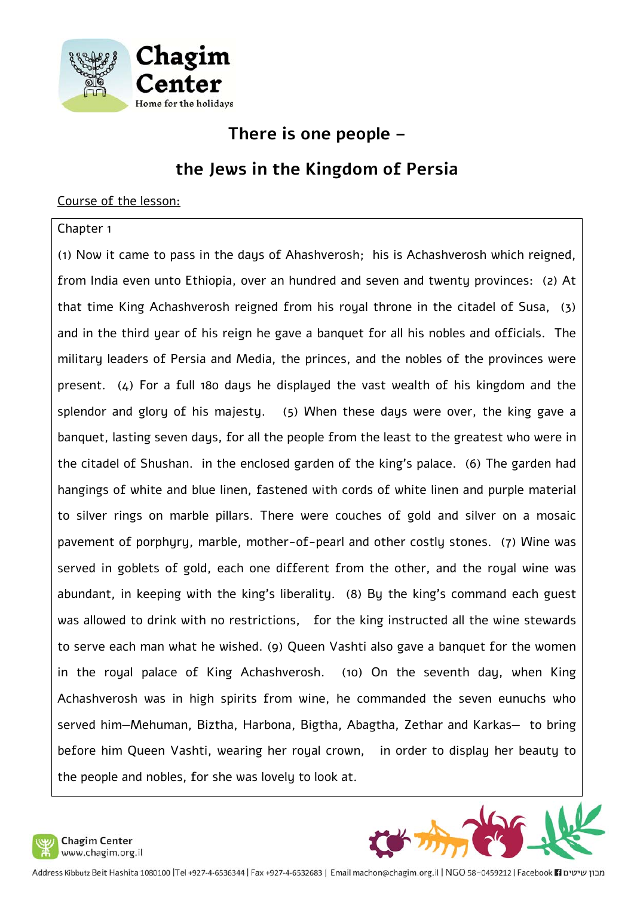## There is one people –

## the Jews in the Kingdom of Persia

<u>Course of the lesson:</u>

Chapter 1

(1) Now it came to pass in the days of Ahashverosh; his is Achashverosh which reigned, from India even unto Ethiopia, over an hundred and seven and twenty provinces: (2) At that time King Achashverosh reigned from his royal throne in the citadel of Susa, (3) and in the third year of his reign he gave a banquet for all his nobles and officials. The military leaders of Persia and Media, the princes, and the nobles of the provinces were present. (4) For a full 180 days he displayed the vast wealth of his kingdom and the splendor and glory of his majesty. (5) When these days were over, the king gave a banquet, lasting seven days, for all the people from the least to the greatest who were in the citadel of Shushan. in the enclosed garden of the king's palace. (6) The garden had hangings of white and blue linen, fastened with cords of white linen and purple material to silver rings on marble pillars. There were couches of gold and silver on a mosaic pavement of porphyry, marble, mother-of-pearl and other costly stones. (7) Wine was served in goblets of gold, each one different from the other, and the royal wine was abundant, in keeping with the king's liberality. (8) By the king's command each guest was allowed to drink with no restrictions, for the king instructed all the wine stewards to serve each man what he wished. (9) Queen Vashti also gave a banquet for the women in the royal palace of King Achashverosh. (10) On the seventh day, when King Achashverosh was in high spirits from wine, he commanded the seven eunuchs who served him—Mehuman, Biztha, Harbona, Bigtha, Abagtha, Zethar and Karkas— to bring before him Queen Vashti, wearing her royal crown, in order to display her beauty to the people and nobles, for she was lovely to look at.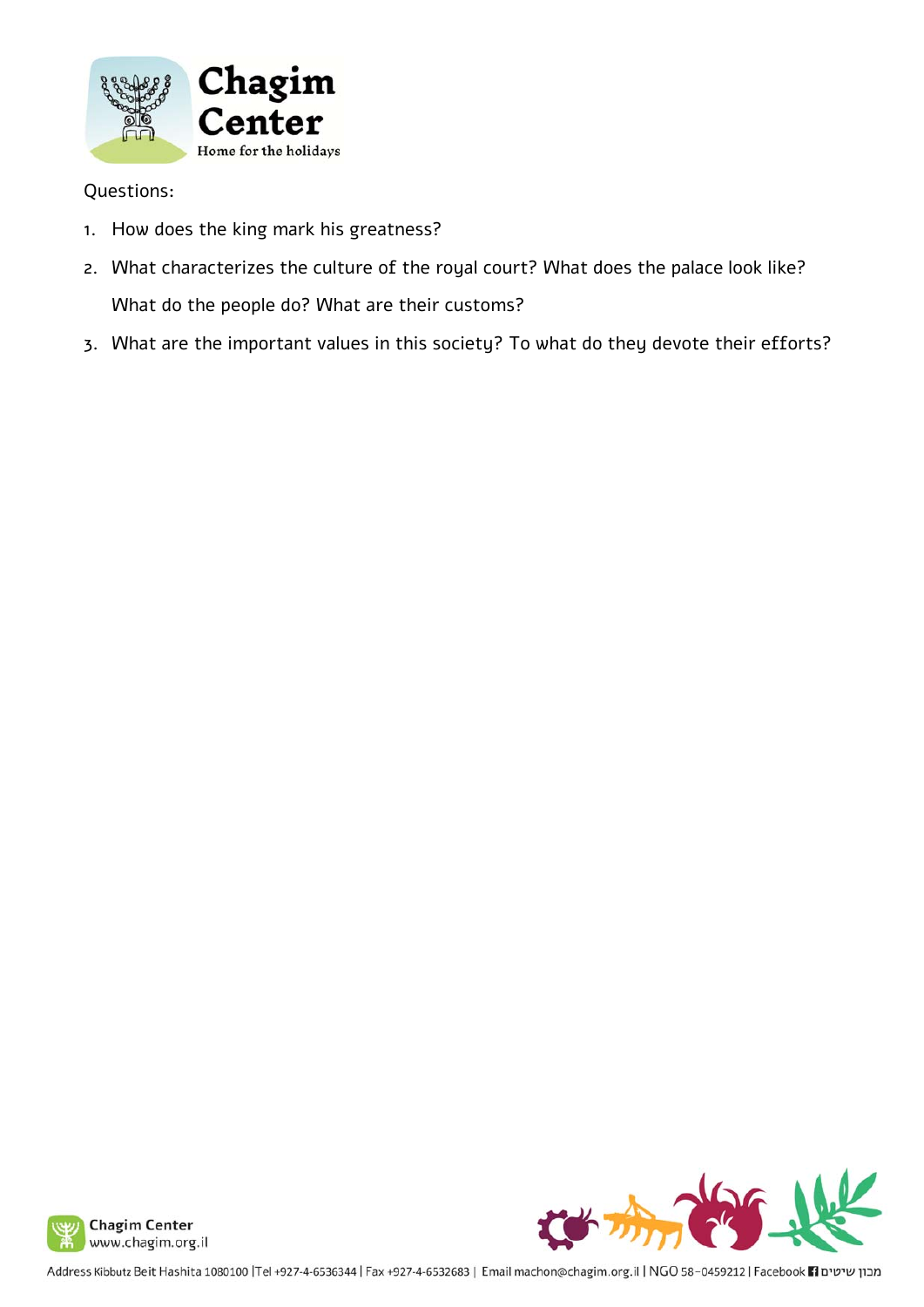Questions:

1. How does the king mark his greatness?
2. What characterizes the culture of the royal court? What does the palace look like? What do the people do? What are their customs?
3. What are the important values in this society? To what do they devote their efforts?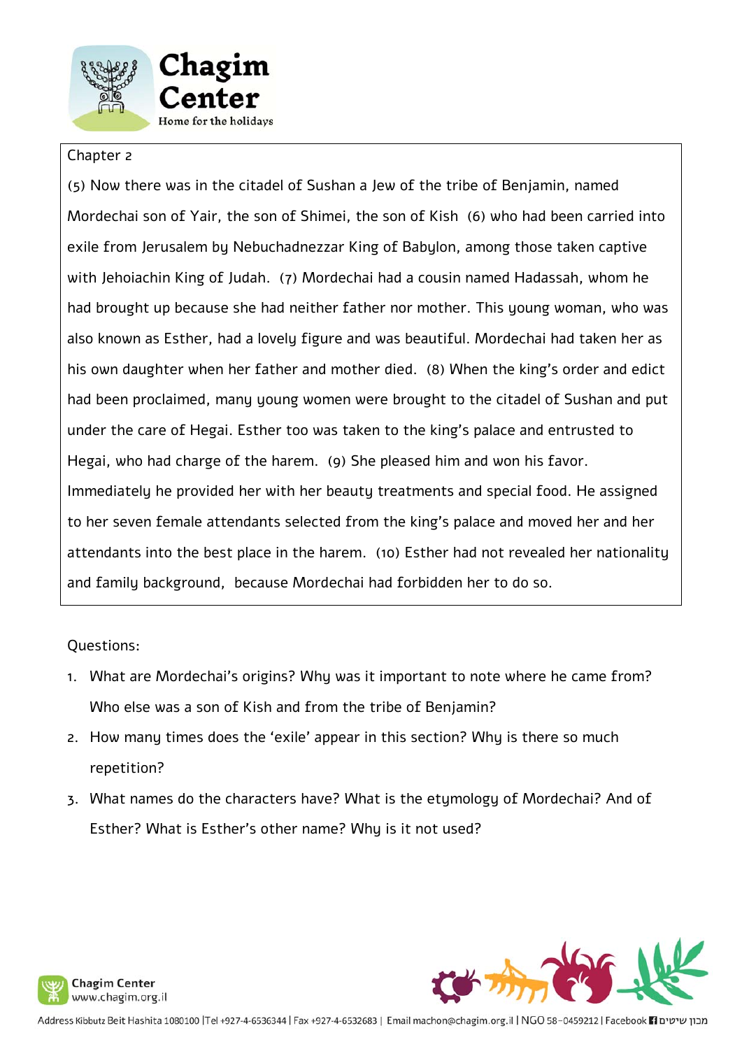Chapter 2

(5) Now there was in the citadel of Sushan a Jew of the tribe of Benjamin, named Mordechai son of Yair, the son of Shimei, the son of Kish (6) who had been carried into exile from Jerusalem by Nebuchadnezzar King of Babylon, among those taken captive with Jehoiachin King of Judah. (7) Mordechai had a cousin named Hadassah, whom he had brought up because she had neither father nor mother. This young woman, who was also known as Esther, had a lovely figure and was beautiful. Mordechai had taken her as his own daughter when her father and mother died. (8) When the king's order and edict had been proclaimed, many young women were brought to the citadel of Sushan and put under the care of Hegai. Esther too was taken to the king's palace and entrusted to Hegai, who had charge of the harem. (9) She pleased him and won his favor. Immediately he provided her with her beauty treatments and special food. He assigned to her seven female attendants selected from the king's palace and moved her and her attendants into the best place in the harem. (10) Esther had not revealed her nationality and family background, because Mordechai had forbidden her to do so.

Questions:

1. What are Mordechai's origins? Why was it important to note where he came from? Who else was a son of Kish and from the tribe of Benjamin?
2. How many times does the 'exile' appear in this section? Why is there so much repetition?
3. What names do the characters have? What is the etymology of Mordechai? And of Esther? What is Esther's other name? Why is it not used?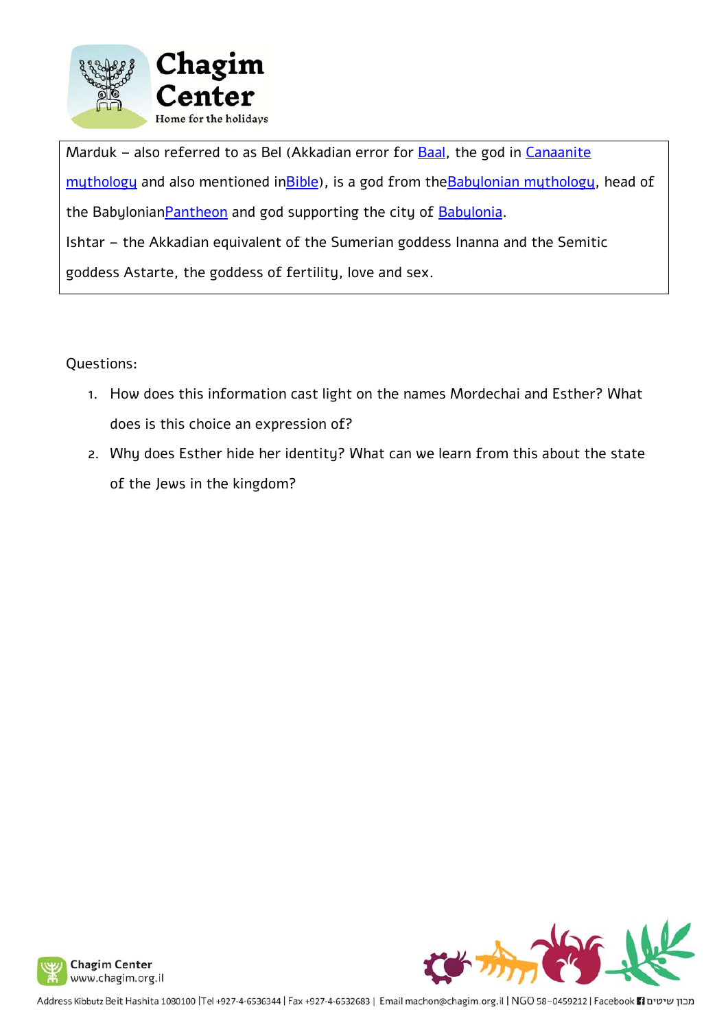Marduk – also referred to as Bel (Akkadian error for Baal, the god in Canaanite mythology and also mentioned inBible), is a god from theBabylonian mythology, head of the BabylonianPantheon and god supporting the city of Babylonia.

Ishtar – the Akkadian equivalent of the Sumerian goddess Inanna and the Semitic goddess Astarte, the goddess of fertility, love and sex.

Questions:

1. How does this information cast light on the names Mordechai and Esther? What does is this choice an expression of?
2. Why does Esther hide her identity? What can we learn from this about the state of the Jews in the kingdom?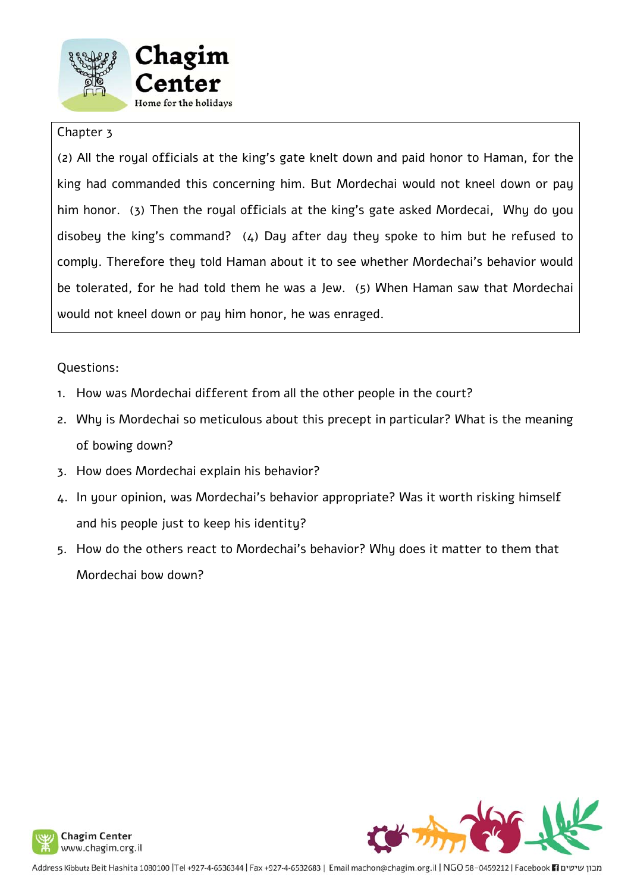Chapter 3

(2) All the royal officials at the king's gate knelt down and paid honor to Haman, for the king had commanded this concerning him. But Mordechai would not kneel down or pay him honor. (3) Then the royal officials at the king's gate asked Mordecai, Why do you disobey the king's command? (4) Day after day they spoke to him but he refused to comply. Therefore they told Haman about it to see whether Mordechai's behavior would be tolerated, for he had told them he was a Jew. (5) When Haman saw that Mordechai would not kneel down or pay him honor, he was enraged.

Questions:

1. How was Mordechai different from all the other people in the court?
2. Why is Mordechai so meticulous about this precept in particular? What is the meaning of bowing down?
3. How does Mordechai explain his behavior?
4. In your opinion, was Mordechai's behavior appropriate? Was it worth risking himself and his people just to keep his identity?
5. How do the others react to Mordechai's behavior? Why does it matter to them that Mordechai bow down?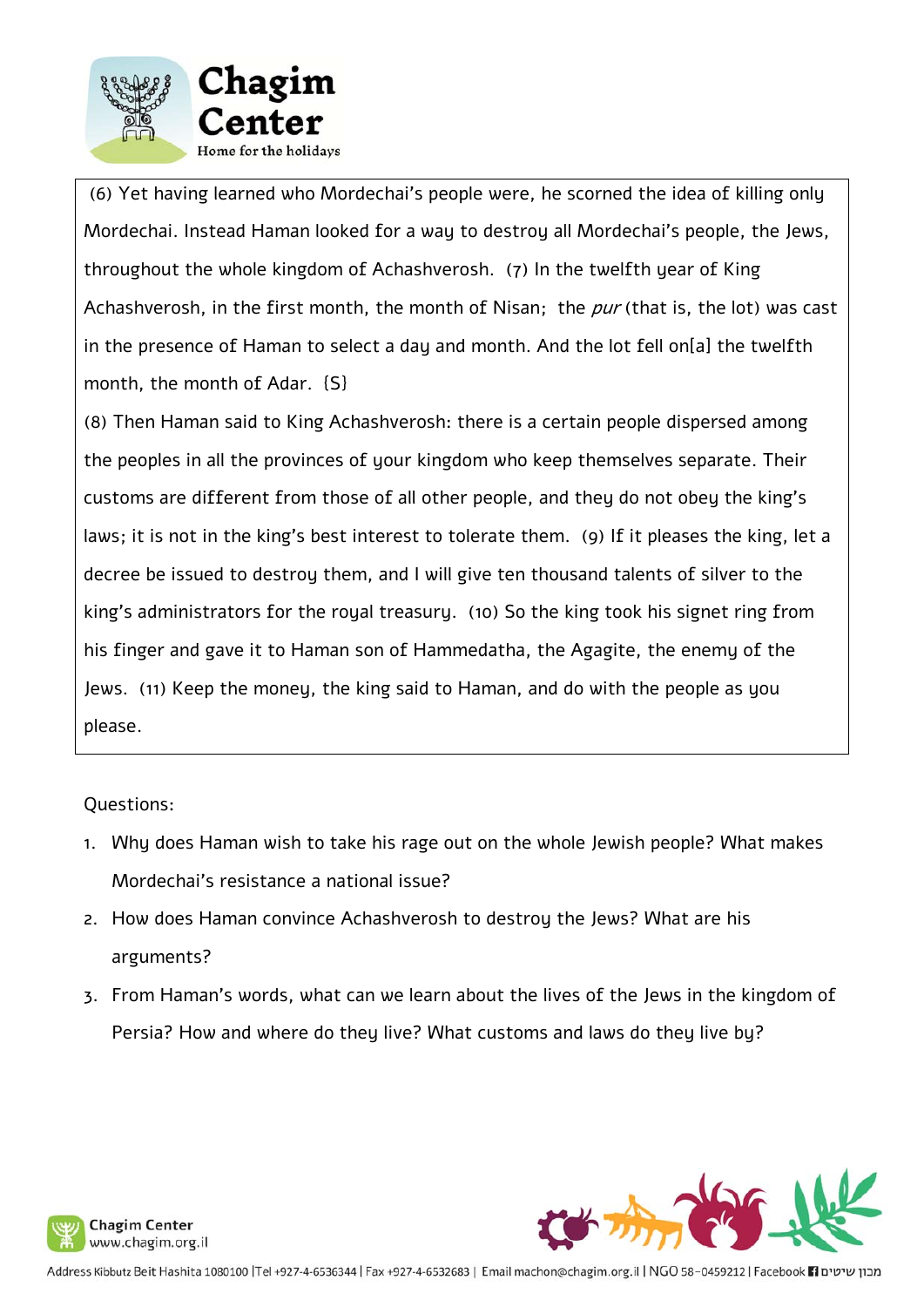(6) Yet having learned who Mordechai's people were, he scorned the idea of killing only Mordechai. Instead Haman looked for a way to destroy all Mordechai's people, the Jews, throughout the whole kingdom of Achashverosh. (7) In the twelfth year of King Achashverosh, in the first month, the month of Nisan; the *pur* (that is, the lot) was cast in the presence of Haman to select a day and month. And the lot fell on[a] the twelfth month, the month of Adar. {S}

(8) Then Haman said to King Achashverosh: there is a certain people dispersed among the peoples in all the provinces of your kingdom who keep themselves separate. Their customs are different from those of all other people, and they do not obey the king's laws; it is not in the king's best interest to tolerate them. (9) If it pleases the king, let a decree be issued to destroy them, and I will give ten thousand talents of silver to the king's administrators for the royal treasury. (10) So the king took his signet ring from his finger and gave it to Haman son of Hammedatha, the Agagite, the enemy of the Jews. (11) Keep the money, the king said to Haman, and do with the people as you please.

Questions:

1. Why does Haman wish to take his rage out on the whole Jewish people? What makes Mordechai's resistance a national issue?
2. How does Haman convince Achashverosh to destroy the Jews? What are his arguments?
3. From Haman's words, what can we learn about the lives of the Jews in the kingdom of Persia? How and where do they live? What customs and laws do they live by?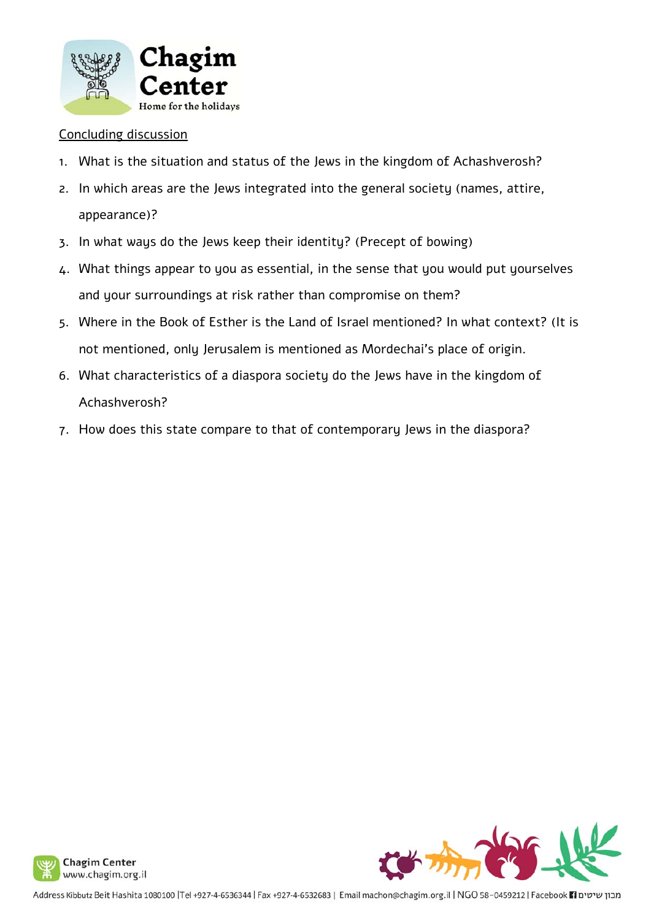Concluding discussion

1. What is the situation and status of the Jews in the kingdom of Achashverosh?
2. In which areas are the Jews integrated into the general society (names, attire, appearance)?
3. In what ways do the Jews keep their identity? (Precept of bowing)
4. What things appear to you as essential, in the sense that you would put yourselves and your surroundings at risk rather than compromise on them?
5. Where in the Book of Esther is the Land of Israel mentioned? In what context? (It is not mentioned, only Jerusalem is mentioned as Mordechai's place of origin.
6. What characteristics of a diaspora society do the Jews have in the kingdom of Achashverosh?
7. How does this state compare to that of contemporary Jews in the diaspora?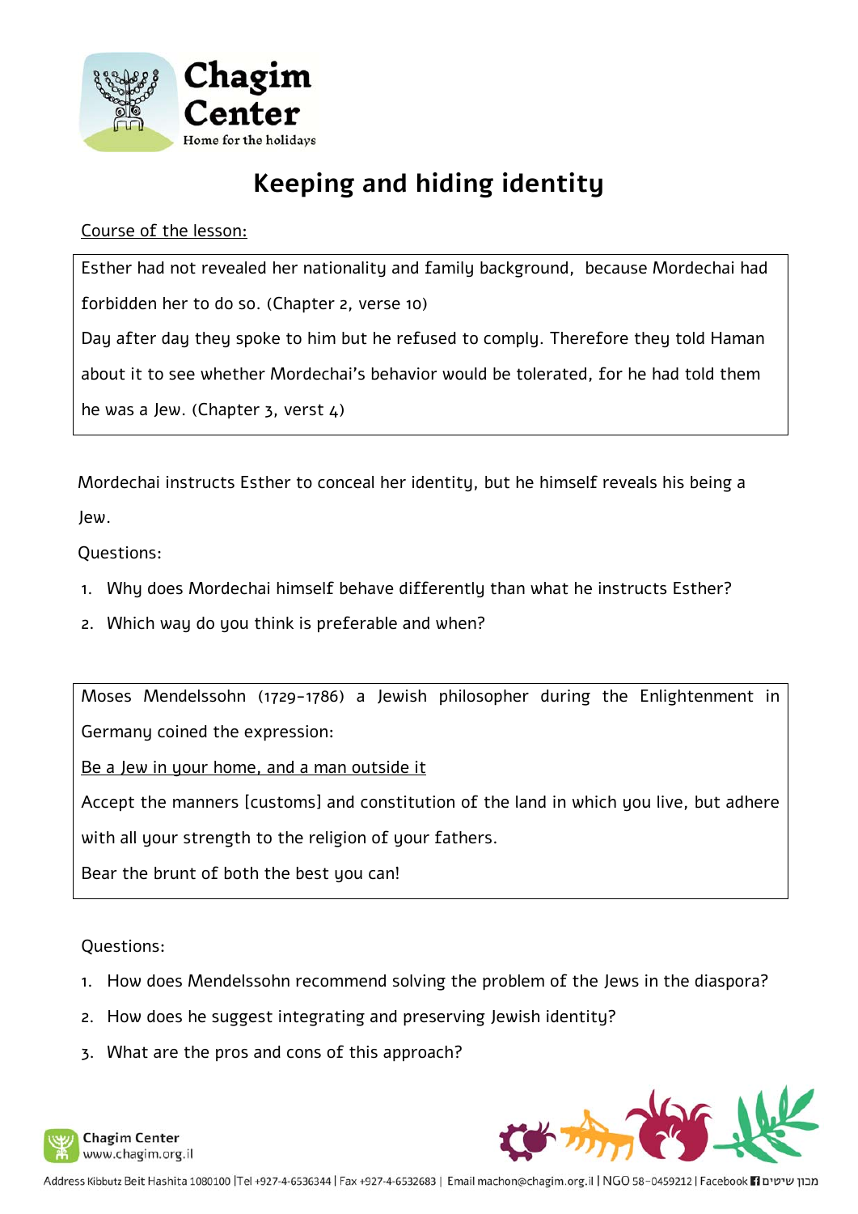# Keeping and hiding identity

Course of the lesson:

Esther had not revealed her nationality and family background, because Mordechai had forbidden her to do so. (Chapter 2, verse 10)

Day after day they spoke to him but he refused to comply. Therefore they told Haman about it to see whether Mordechai's behavior would be tolerated, for he had told them he was a Jew. (Chapter 3, verst 4)

Mordechai instructs Esther to conceal her identity, but he himself reveals his being a Jew.

Questions:

1. Why does Mordechai himself behave differently than what he instructs Esther?
2. Which way do you think is preferable and when?

Moses Mendelssohn (1729-1786) a Jewish philosopher during the Enlightenment in Germany coined the expression:

Be a Jew in your home, and a man outside it

Accept the manners [customs] and constitution of the land in which you live, but adhere with all your strength to the religion of your fathers.

Bear the brunt of both the best you can!

Questions:

1. How does Mendelssohn recommend solving the problem of the Jews in the diaspora?
2. How does he suggest integrating and preserving Jewish identity?
3. What are the pros and cons of this approach?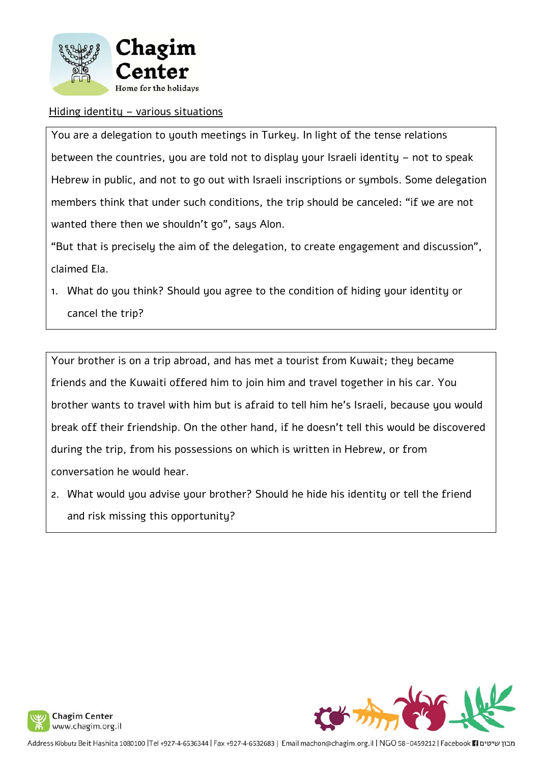Hiding identity – various situations

You are a delegation to youth meetings in Turkey. In light of the tense relations between the countries, you are told not to display your Israeli identity – not to speak Hebrew in public, and not to go out with Israeli inscriptions or symbols. Some delegation members think that under such conditions, the trip should be canceled: "if we are not wanted there then we shouldn't go", says Alon.

"But that is precisely the aim of the delegation, to create engagement and discussion", claimed Ela.

1. What do you think? Should you agree to the condition of hiding your identity or cancel the trip?

Your brother is on a trip abroad, and has met a tourist from Kuwait; they became friends and the Kuwaiti offered him to join him and travel together in his car. You brother wants to travel with him but is afraid to tell him he's Israeli, because you would break off their friendship. On the other hand, if he doesn't tell this would be discovered during the trip, from his possessions on which is written in Hebrew, or from conversation he would hear.

2. What would you advise your brother? Should he hide his identity or tell the friend and risk missing this opportunity?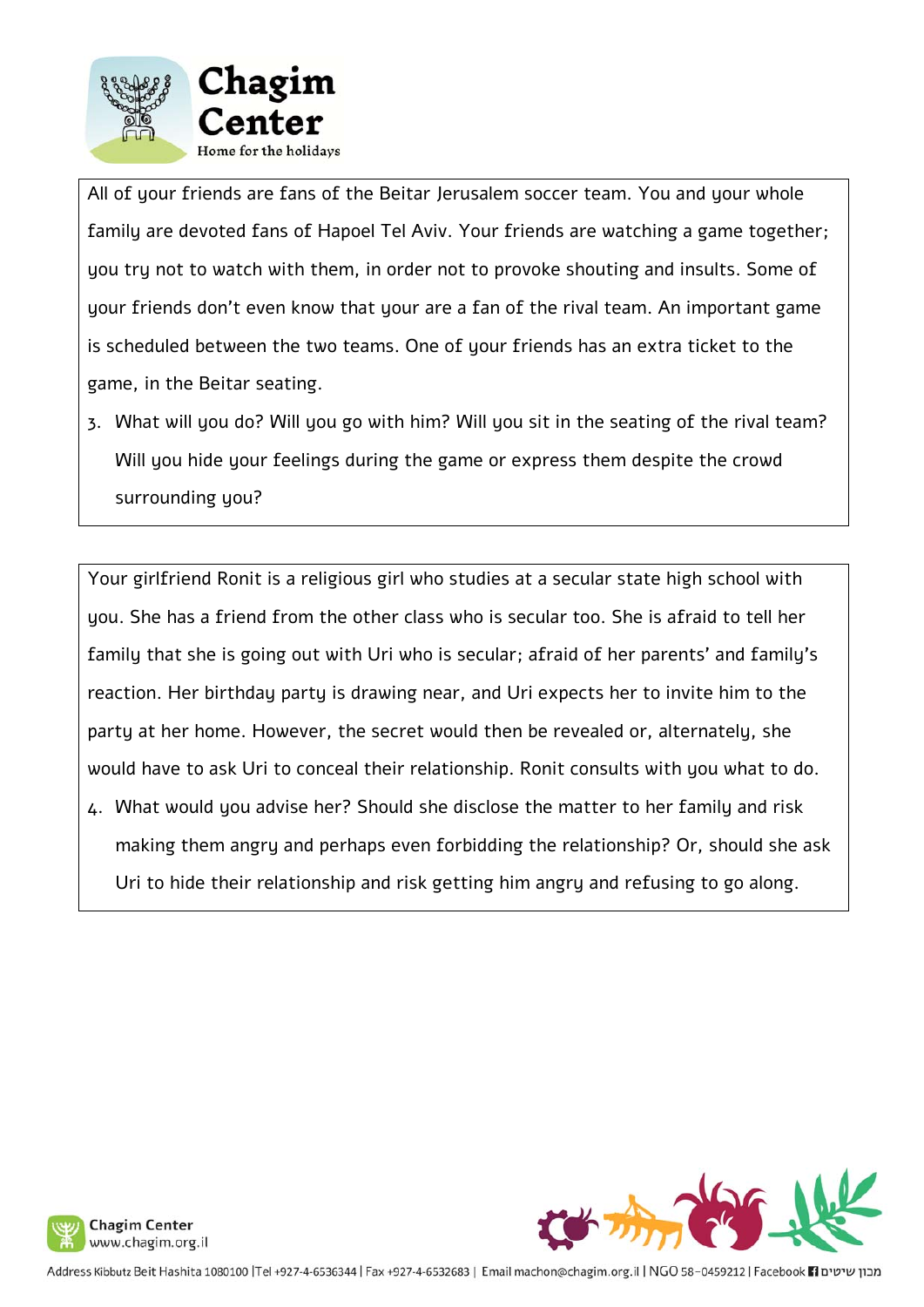All of your friends are fans of the Beitar Jerusalem soccer team. You and your whole family are devoted fans of Hapoel Tel Aviv. Your friends are watching a game together; you try not to watch with them, in order not to provoke shouting and insults. Some of your friends don't even know that your are a fan of the rival team. An important game is scheduled between the two teams. One of your friends has an extra ticket to the game, in the Beitar seating.

3. What will you do? Will you go with him? Will you sit in the seating of the rival team? Will you hide your feelings during the game or express them despite the crowd surrounding you?

Your girlfriend Ronit is a religious girl who studies at a secular state high school with you. She has a friend from the other class who is secular too. She is afraid to tell her family that she is going out with Uri who is secular; afraid of her parents' and family's reaction. Her birthday party is drawing near, and Uri expects her to invite him to the party at her home. However, the secret would then be revealed or, alternately, she would have to ask Uri to conceal their relationship. Ronit consults with you what to do.

4. What would you advise her? Should she disclose the matter to her family and risk making them angry and perhaps even forbidding the relationship? Or, should she ask Uri to hide their relationship and risk getting him angry and refusing to go along.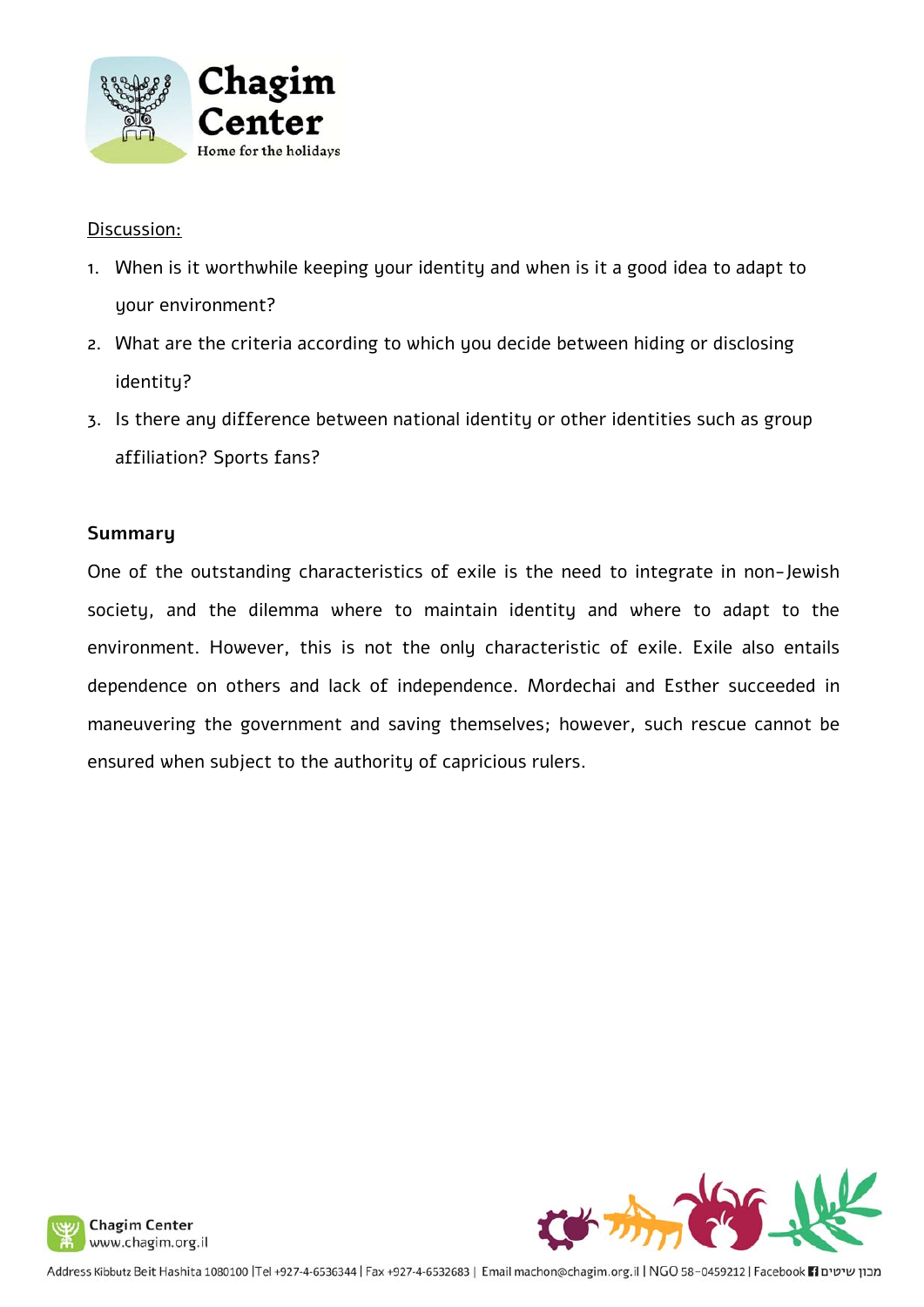Discussion:

1. When is it worthwhile keeping your identity and when is it a good idea to adapt to your environment?
2. What are the criteria according to which you decide between hiding or disclosing identity?
3. Is there any difference between national identity or other identities such as group affiliation? Sports fans?

**Summary**

One of the outstanding characteristics of exile is the need to integrate in non-Jewish society, and the dilemma where to maintain identity and where to adapt to the environment. However, this is not the only characteristic of exile. Exile also entails dependence on others and lack of independence. Mordechai and Esther succeeded in maneuvering the government and saving themselves; however, such rescue cannot be ensured when subject to the authority of capricious rulers.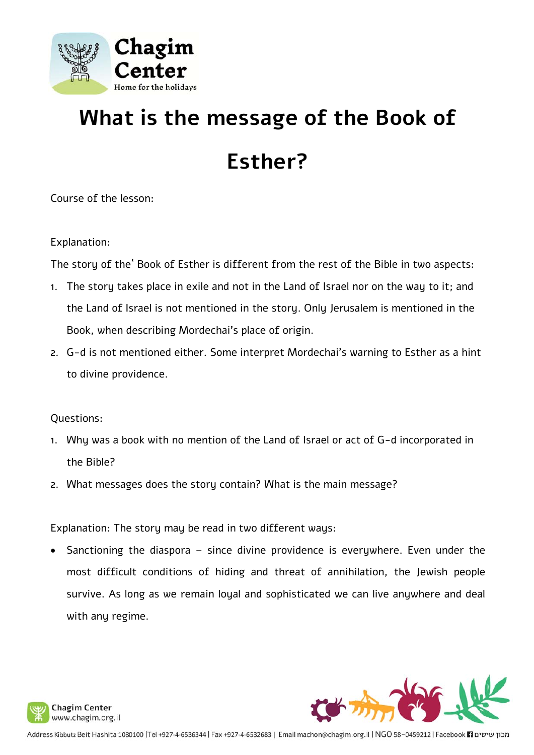# What is the message of the Book of Esther?

Course of the lesson:

Explanation:

The story of the' Book of Esther is different from the rest of the Bible in two aspects:

1. The story takes place in exile and not in the Land of Israel nor on the way to it; and the Land of Israel is not mentioned in the story. Only Jerusalem is mentioned in the Book, when describing Mordechai's place of origin.
2. G-d is not mentioned either. Some interpret Mordechai's warning to Esther as a hint to divine providence.

Questions:

1. Why was a book with no mention of the Land of Israel or act of G-d incorporated in the Bible?
2. What messages does the story contain? What is the main message?

Explanation: The story may be read in two different ways:

- Sanctioning the diaspora – since divine providence is everywhere. Even under the most difficult conditions of hiding and threat of annihilation, the Jewish people survive. As long as we remain loyal and sophisticated we can live anywhere and deal with any regime.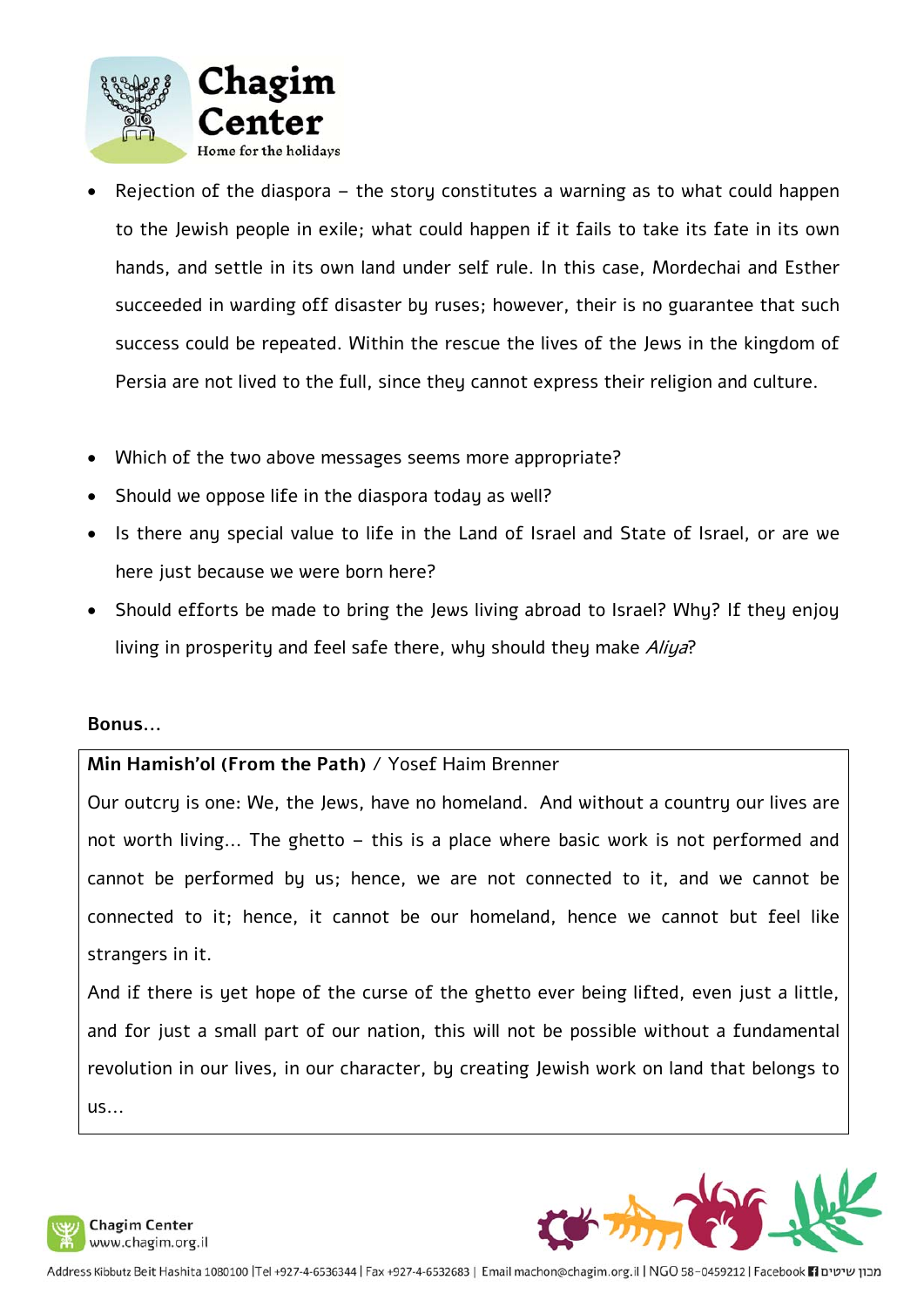- Rejection of the diaspora – the story constitutes a warning as to what could happen to the Jewish people in exile; what could happen if it fails to take its fate in its own hands, and settle in its own land under self rule. In this case, Mordechai and Esther succeeded in warding off disaster by ruses; however, their is no guarantee that such success could be repeated. Within the rescue the lives of the Jews in the kingdom of Persia are not lived to the full, since they cannot express their religion and culture.

- Which of the two above messages seems more appropriate?
- Should we oppose life in the diaspora today as well?
- Is there any special value to life in the Land of Israel and State of Israel, or are we here just because we were born here?
- Should efforts be made to bring the Jews living abroad to Israel? Why? If they enjoy living in prosperity and feel safe there, why should they make *Aliya*?

**Bonus…**

**Min Hamish'ol (From the Path)** / Yosef Haim Brenner

Our outcry is one: We, the Jews, have no homeland. And without a country our lives are not worth living… The ghetto – this is a place where basic work is not performed and cannot be performed by us; hence, we are not connected to it, and we cannot be connected to it; hence, it cannot be our homeland, hence we cannot but feel like strangers in it.

And if there is yet hope of the curse of the ghetto ever being lifted, even just a little, and for just a small part of our nation, this will not be possible without a fundamental revolution in our lives, in our character, by creating Jewish work on land that belongs to us…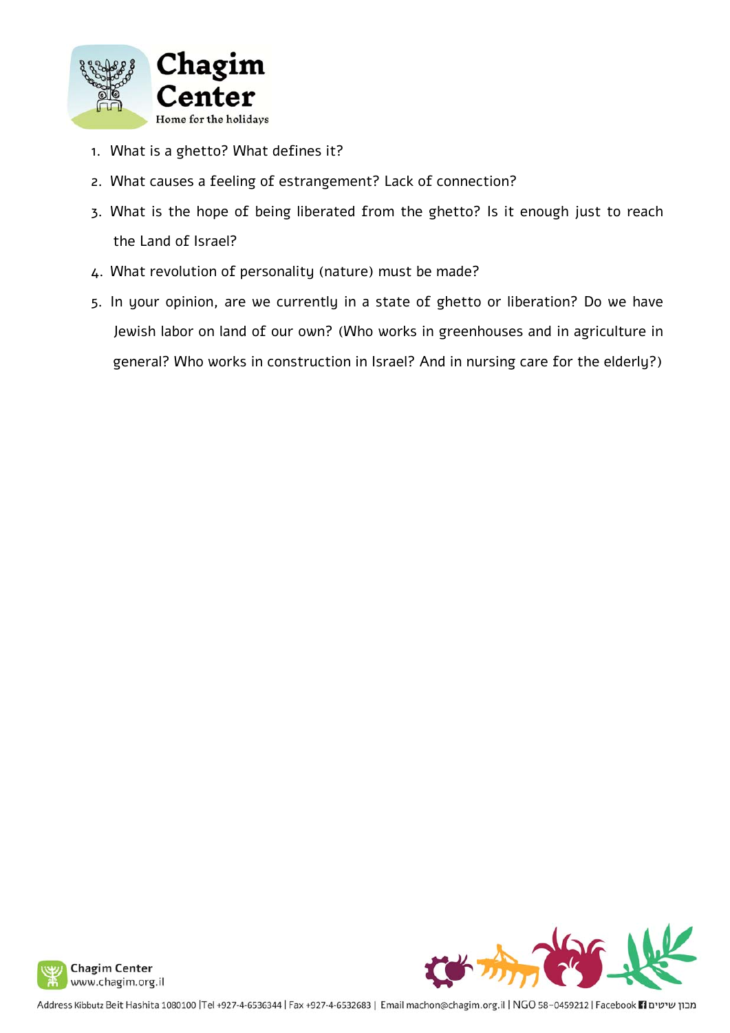1. What is a ghetto? What defines it?
2. What causes a feeling of estrangement? Lack of connection?
3. What is the hope of being liberated from the ghetto? Is it enough just to reach the Land of Israel?
4. What revolution of personality (nature) must be made?
5. In your opinion, are we currently in a state of ghetto or liberation? Do we have Jewish labor on land of our own? (Who works in greenhouses and in agriculture in general? Who works in construction in Israel? And in nursing care for the elderly?)